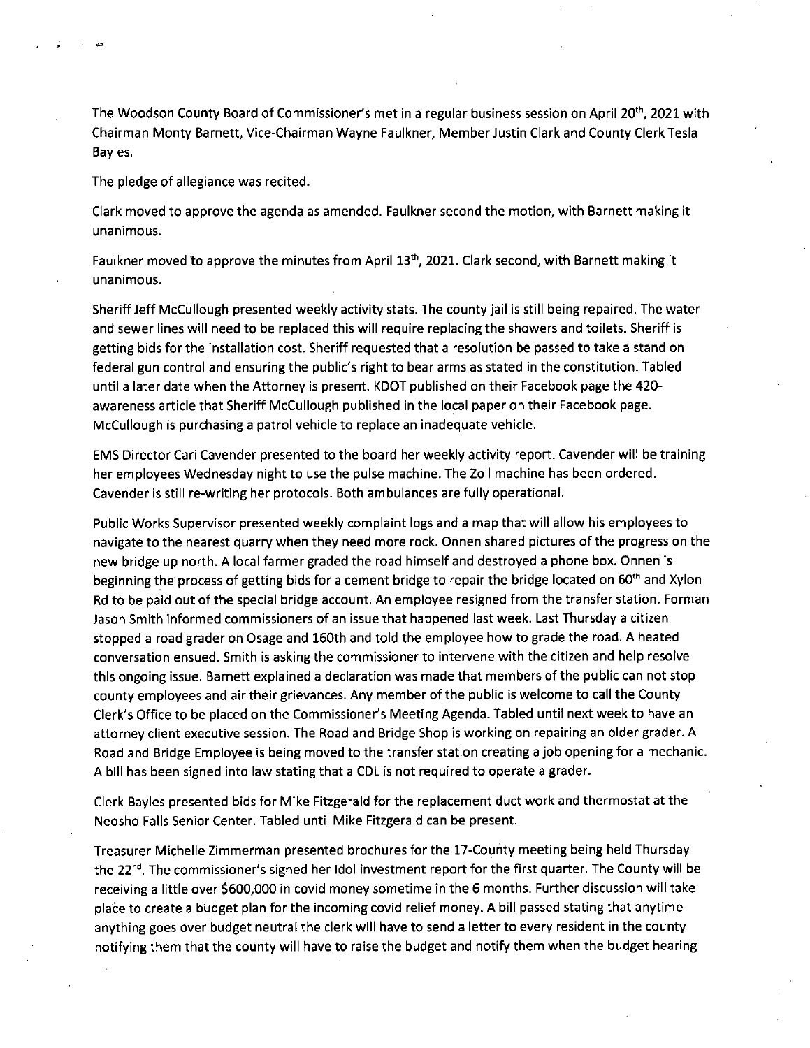The Woodson County Board of Commissioner's met in a regular business session on April 20th, 2021 with Chairman Monty Barnett, Vice-Chairman Wayne Faulkner, Member Justin Clark and County Clerk Tesla Bayles.

The pledge of allegiance was recited.

Clark moved to approve the agenda as amended. Faulkner second the motion, with Barnett making it unanimous.

Faulkner moved to approve the minutes from April 13th, 2021. Clark second, with Barnett making it unanimous.

Sheriff Jeff McCullough presented weekly activity stats. The county jail is still being repaired. The water and sewer lines will need to be replaced this will require replacing the showers and toilets. Sheriff is getting bids for the installation cost. Sheriff requested that a resolution be passed to take a stand on federal gun control and ensuring the public's right to bear arms as stated in the constitution. Tabled until a later date when the Attorney is present. KDOT published on their Facebook page the 420-awareness article that Sheriff McCullough published in the local paper on their Facebook page. McCullough is purchasing a patrol vehicle to replace an inadequate vehicle.

EMS Director Cari Cavender presented to the board her weekly activity report. Cavender will be training her employees Wednesday night to use the pulse machine. The Zoll machine has been ordered. Cavender is still re-writing her protocols. Both ambulances are fully operational.

Public Works Supervisor presented weekly complaint logs and a map that will allow his employees to navigate to the nearest quarry when they need more rock. Onnen shared pictures of the progress on the new bridge up north. A local farmer graded the road himself and destroyed a phone box. Onnen is beginning the process of getting bids for a cement bridge to repair the bridge located on 60th and Xylon Rd to be paid out of the special bridge account. An employee resigned from the transfer station. Forman Jason Smith informed commissioners of an issue that happened last week. Last Thursday a citizen stopped a road grader on Osage and 160th and told the employee how to grade the road. A heated conversation ensued. Smith is asking the commissioner to intervene with the citizen and help resolve this ongoing issue. Barnett explained a declaration was made that members of the public can not stop county employees and air their grievances. Any member of the public is welcome to call the County Clerk's Office to be placed on the Commissioner's Meeting Agenda. Tabled until next week to have an attorney client executive session. The Road and Bridge Shop is working on repairing an older grader. A Road and Bridge Employee is being moved to the transfer station creating a job opening for a mechanic. A bill has been signed into law stating that a CDL is not required to operate a grader.

Clerk Bayles presented bids for Mike Fitzgerald for the replacement duct work and thermostat at the Neosho Falls Senior Center. Tabled until Mike Fitzgerald can be present.

Treasurer Michelle Zimmerman presented brochures for the 17-County meeting being held Thursday the 22nd. The commissioner's signed her Idol investment report for the first quarter. The County will be receiving a little over $600,000 in covid money sometime in the 6 months. Further discussion will take place to create a budget plan for the incoming covid relief money. A bill passed stating that anytime anything goes over budget neutral the clerk will have to send a letter to every resident in the county notifying them that the county will have to raise the budget and notify them when the budget hearing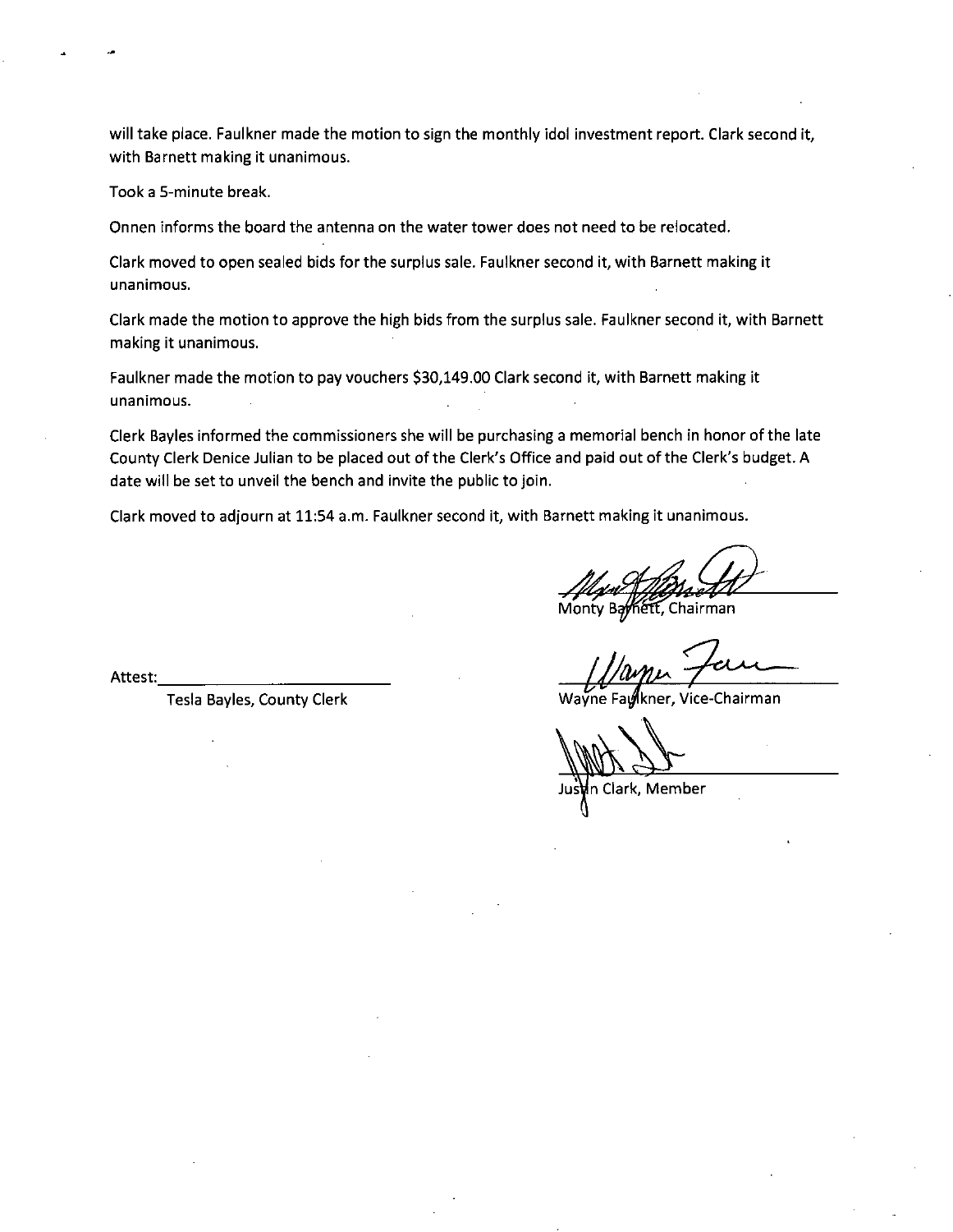will take place. Faulkner made the motion to sign the monthly idol investment report. Clark second it, with Barnett making it unanimous.

Took a 5-minute break.

Onnen informs the board the antenna on the water tower does not need to be relocated.

Clark moved to open sealed bids for the surplus sale. Faulkner second it, with Barnett making it unanimous.

Clark made the motion to approve the high bids from the surplus sale. Faulkner second it, with Barnett making it unanimous.

Faulkner made the motion to pay vouchers $30,149.00 Clark second it, with Barnett making it unanimous.

Clerk Bayles informed the commissioners she will be purchasing a memorial bench in honor of the late County Clerk Denice Julian to be placed out of the Clerk's Office and paid out of the Clerk's budget. A date will be set to unveil the bench and invite the public to join.

Clark moved to adjourn at 11:54 a.m. Faulkner second it, with Barnett making it unanimous.

Monty Barnett, Chairman

Attest:______________________

Tesla Bayles, County Clerk

Wayne Faulkner, Vice-Chairman

Justin Clark, Member